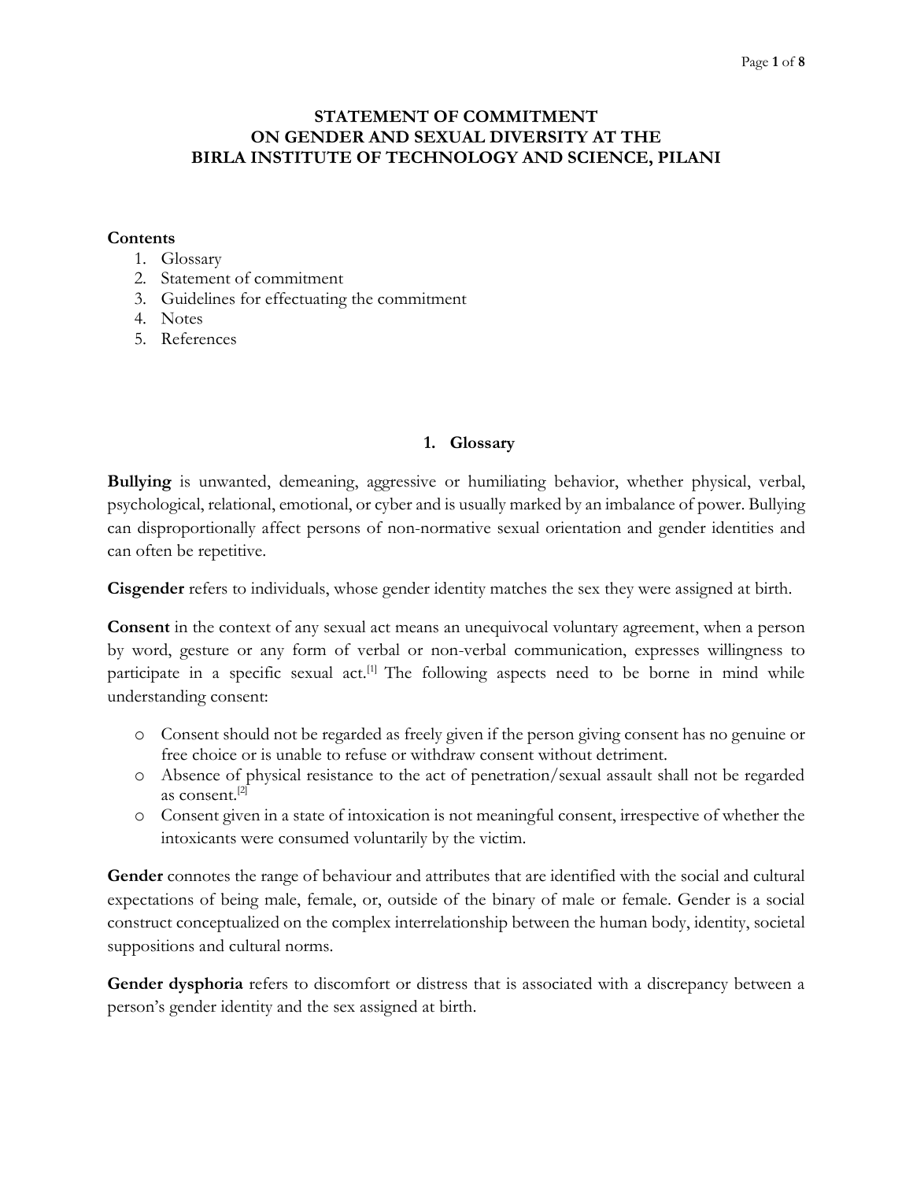# STATEMENT OF COMMITMENT
# ON GENDER AND SEXUAL DIVERSITY AT THE
# BIRLA INSTITUTE OF TECHNOLOGY AND SCIENCE, PILANI

**Contents**

1. Glossary
2. Statement of commitment
3. Guidelines for effectuating the commitment
4. Notes
5. References

## 1. Glossary

**Bullying** is unwanted, demeaning, aggressive or humiliating behavior, whether physical, verbal, psychological, relational, emotional, or cyber and is usually marked by an imbalance of power. Bullying can disproportionally affect persons of non-normative sexual orientation and gender identities and can often be repetitive.

**Cisgender** refers to individuals, whose gender identity matches the sex they were assigned at birth.

**Consent** in the context of any sexual act means an unequivocal voluntary agreement, when a person by word, gesture or any form of verbal or non-verbal communication, expresses willingness to participate in a specific sexual act.[1] The following aspects need to be borne in mind while understanding consent:

- Consent should not be regarded as freely given if the person giving consent has no genuine or free choice or is unable to refuse or withdraw consent without detriment.
- Absence of physical resistance to the act of penetration/sexual assault shall not be regarded as consent.[2]
- Consent given in a state of intoxication is not meaningful consent, irrespective of whether the intoxicants were consumed voluntarily by the victim.

**Gender** connotes the range of behaviour and attributes that are identified with the social and cultural expectations of being male, female, or, outside of the binary of male or female. Gender is a social construct conceptualized on the complex interrelationship between the human body, identity, societal suppositions and cultural norms.

**Gender dysphoria** refers to discomfort or distress that is associated with a discrepancy between a person's gender identity and the sex assigned at birth.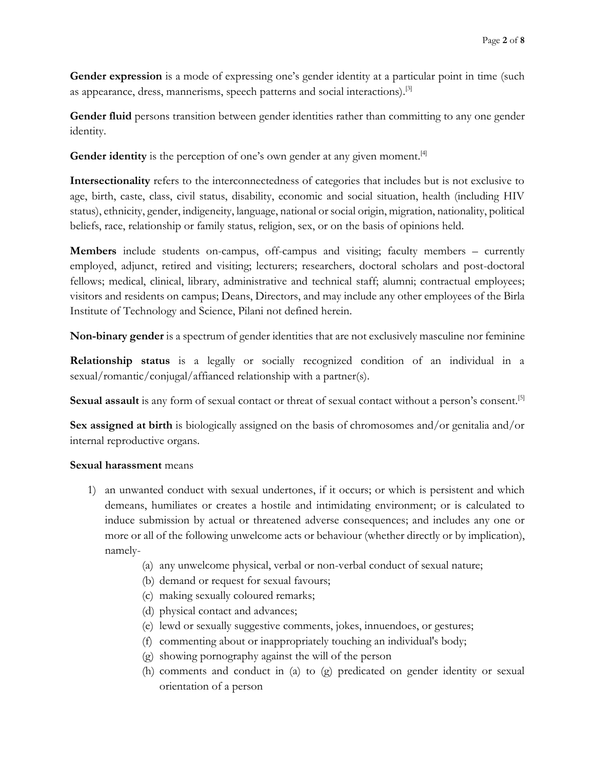**Gender expression** is a mode of expressing one's gender identity at a particular point in time (such as appearance, dress, mannerisms, speech patterns and social interactions).[3]

**Gender fluid** persons transition between gender identities rather than committing to any one gender identity.

**Gender identity** is the perception of one's own gender at any given moment.[4]

**Intersectionality** refers to the interconnectedness of categories that includes but is not exclusive to age, birth, caste, class, civil status, disability, economic and social situation, health (including HIV status), ethnicity, gender, indigeneity, language, national or social origin, migration, nationality, political beliefs, race, relationship or family status, religion, sex, or on the basis of opinions held.

**Members** include students on-campus, off-campus and visiting; faculty members – currently employed, adjunct, retired and visiting; lecturers; researchers, doctoral scholars and post-doctoral fellows; medical, clinical, library, administrative and technical staff; alumni; contractual employees; visitors and residents on campus; Deans, Directors, and may include any other employees of the Birla Institute of Technology and Science, Pilani not defined herein.

**Non-binary gender** is a spectrum of gender identities that are not exclusively masculine nor feminine

**Relationship status** is a legally or socially recognized condition of an individual in a sexual/romantic/conjugal/affianced relationship with a partner(s).

**Sexual assault** is any form of sexual contact or threat of sexual contact without a person's consent.[5]

**Sex assigned at birth** is biologically assigned on the basis of chromosomes and/or genitalia and/or internal reproductive organs.

**Sexual harassment** means

1) an unwanted conduct with sexual undertones, if it occurs; or which is persistent and which demeans, humiliates or creates a hostile and intimidating environment; or is calculated to induce submission by actual or threatened adverse consequences; and includes any one or more or all of the following unwelcome acts or behaviour (whether directly or by implication), namely-
    (a) any unwelcome physical, verbal or non-verbal conduct of sexual nature;
    (b) demand or request for sexual favours;
    (c) making sexually coloured remarks;
    (d) physical contact and advances;
    (e) lewd or sexually suggestive comments, jokes, innuendoes, or gestures;
    (f) commenting about or inappropriately touching an individual's body;
    (g) showing pornography against the will of the person
    (h) comments and conduct in (a) to (g) predicated on gender identity or sexual orientation of a person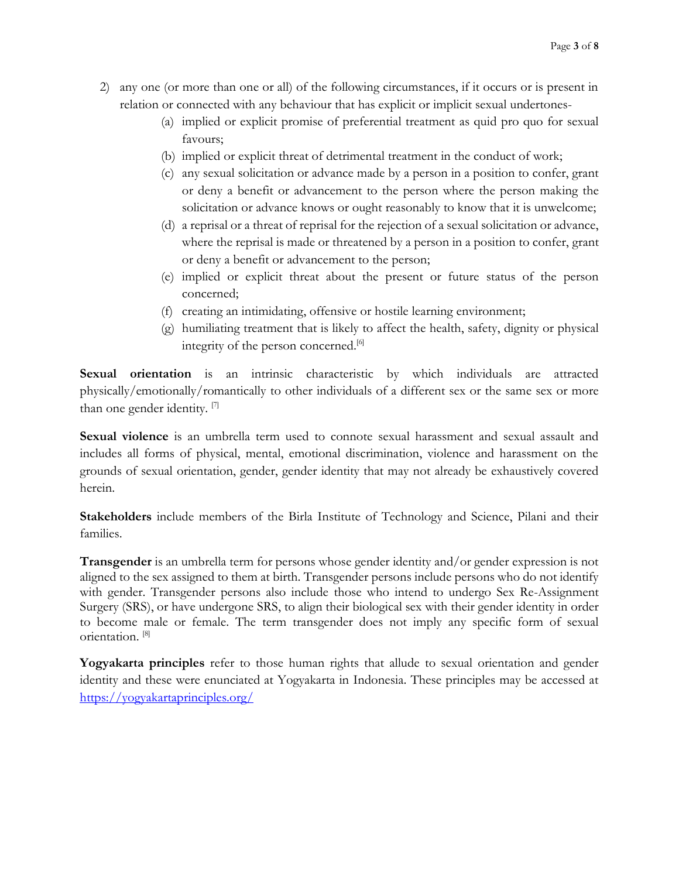2) any one (or more than one or all) of the following circumstances, if it occurs or is present in relation or connected with any behaviour that has explicit or implicit sexual undertones-
    (a) implied or explicit promise of preferential treatment as quid pro quo for sexual favours;
    (b) implied or explicit threat of detrimental treatment in the conduct of work;
    (c) any sexual solicitation or advance made by a person in a position to confer, grant or deny a benefit or advancement to the person where the person making the solicitation or advance knows or ought reasonably to know that it is unwelcome;
    (d) a reprisal or a threat of reprisal for the rejection of a sexual solicitation or advance, where the reprisal is made or threatened by a person in a position to confer, grant or deny a benefit or advancement to the person;
    (e) implied or explicit threat about the present or future status of the person concerned;
    (f) creating an intimidating, offensive or hostile learning environment;
    (g) humiliating treatment that is likely to affect the health, safety, dignity or physical integrity of the person concerned.[6]

**Sexual orientation** is an intrinsic characteristic by which individuals are attracted physically/emotionally/romantically to other individuals of a different sex or the same sex or more than one gender identity. [7]

**Sexual violence** is an umbrella term used to connote sexual harassment and sexual assault and includes all forms of physical, mental, emotional discrimination, violence and harassment on the grounds of sexual orientation, gender, gender identity that may not already be exhaustively covered herein.

**Stakeholders** include members of the Birla Institute of Technology and Science, Pilani and their families.

**Transgender** is an umbrella term for persons whose gender identity and/or gender expression is not aligned to the sex assigned to them at birth. Transgender persons include persons who do not identify with gender. Transgender persons also include those who intend to undergo Sex Re-Assignment Surgery (SRS), or have undergone SRS, to align their biological sex with their gender identity in order to become male or female. The term transgender does not imply any specific form of sexual orientation. [8]

**Yogyakarta principles** refer to those human rights that allude to sexual orientation and gender identity and these were enunciated at Yogyakarta in Indonesia. These principles may be accessed at https://yogyakartaprinciples.org/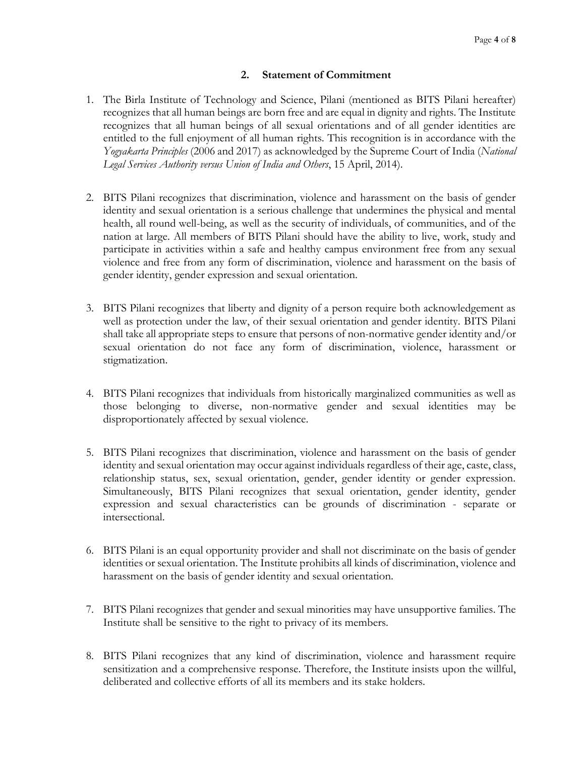## 2. Statement of Commitment

1. The Birla Institute of Technology and Science, Pilani (mentioned as BITS Pilani hereafter) recognizes that all human beings are born free and are equal in dignity and rights. The Institute recognizes that all human beings of all sexual orientations and of all gender identities are entitled to the full enjoyment of all human rights. This recognition is in accordance with the *Yogyakarta Principles* (2006 and 2017) as acknowledged by the Supreme Court of India (*National Legal Services Authority versus Union of India and Others*, 15 April, 2014).

2. BITS Pilani recognizes that discrimination, violence and harassment on the basis of gender identity and sexual orientation is a serious challenge that undermines the physical and mental health, all round well-being, as well as the security of individuals, of communities, and of the nation at large. All members of BITS Pilani should have the ability to live, work, study and participate in activities within a safe and healthy campus environment free from any sexual violence and free from any form of discrimination, violence and harassment on the basis of gender identity, gender expression and sexual orientation.

3. BITS Pilani recognizes that liberty and dignity of a person require both acknowledgement as well as protection under the law, of their sexual orientation and gender identity. BITS Pilani shall take all appropriate steps to ensure that persons of non-normative gender identity and/or sexual orientation do not face any form of discrimination, violence, harassment or stigmatization.

4. BITS Pilani recognizes that individuals from historically marginalized communities as well as those belonging to diverse, non-normative gender and sexual identities may be disproportionately affected by sexual violence.

5. BITS Pilani recognizes that discrimination, violence and harassment on the basis of gender identity and sexual orientation may occur against individuals regardless of their age, caste, class, relationship status, sex, sexual orientation, gender, gender identity or gender expression. Simultaneously, BITS Pilani recognizes that sexual orientation, gender identity, gender expression and sexual characteristics can be grounds of discrimination - separate or intersectional.

6. BITS Pilani is an equal opportunity provider and shall not discriminate on the basis of gender identities or sexual orientation. The Institute prohibits all kinds of discrimination, violence and harassment on the basis of gender identity and sexual orientation.

7. BITS Pilani recognizes that gender and sexual minorities may have unsupportive families. The Institute shall be sensitive to the right to privacy of its members.

8. BITS Pilani recognizes that any kind of discrimination, violence and harassment require sensitization and a comprehensive response. Therefore, the Institute insists upon the willful, deliberated and collective efforts of all its members and its stake holders.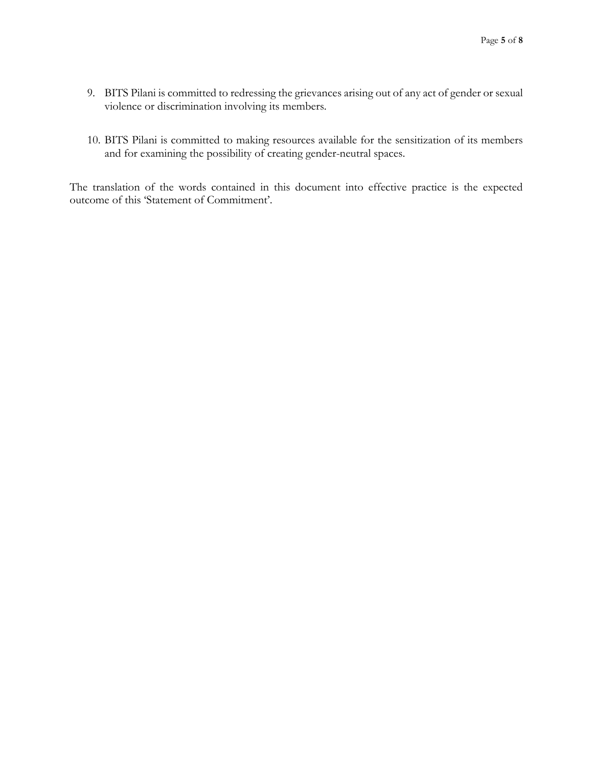9. BITS Pilani is committed to redressing the grievances arising out of any act of gender or sexual violence or discrimination involving its members.

10. BITS Pilani is committed to making resources available for the sensitization of its members and for examining the possibility of creating gender-neutral spaces.

The translation of the words contained in this document into effective practice is the expected outcome of this 'Statement of Commitment'.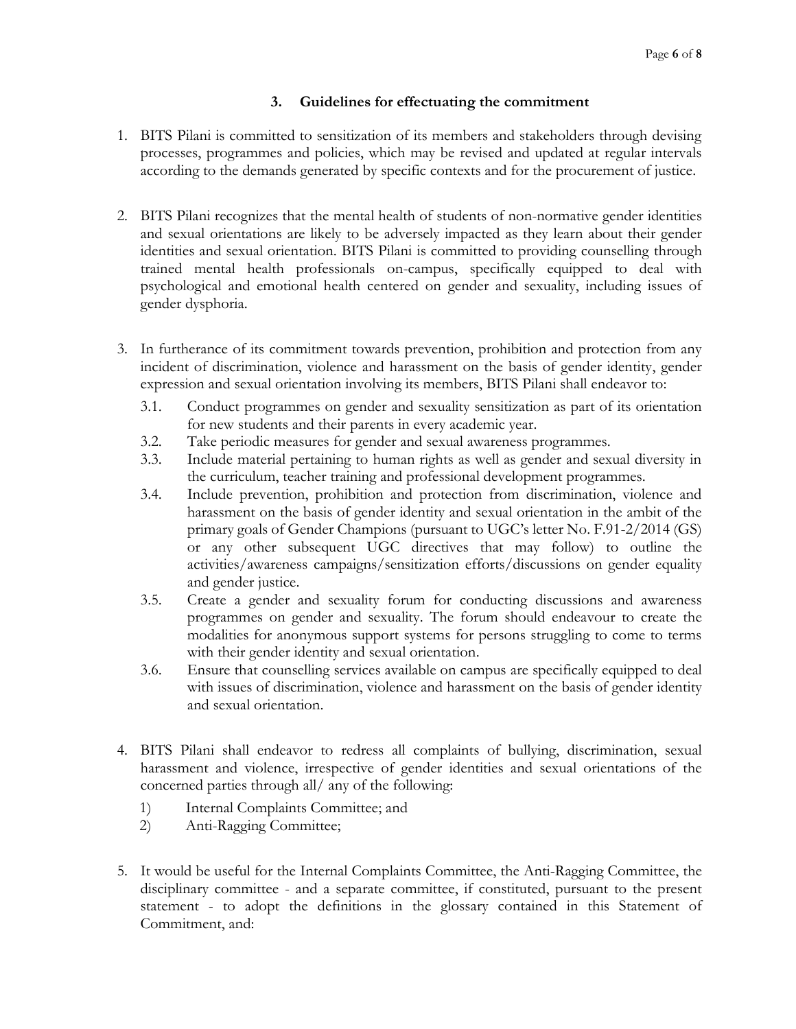### 3. Guidelines for effectuating the commitment

1. BITS Pilani is committed to sensitization of its members and stakeholders through devising processes, programmes and policies, which may be revised and updated at regular intervals according to the demands generated by specific contexts and for the procurement of justice.

2. BITS Pilani recognizes that the mental health of students of non-normative gender identities and sexual orientations are likely to be adversely impacted as they learn about their gender identities and sexual orientation. BITS Pilani is committed to providing counselling through trained mental health professionals on-campus, specifically equipped to deal with psychological and emotional health centered on gender and sexuality, including issues of gender dysphoria.

3. In furtherance of its commitment towards prevention, prohibition and protection from any incident of discrimination, violence and harassment on the basis of gender identity, gender expression and sexual orientation involving its members, BITS Pilani shall endeavor to:
   - 3.1. Conduct programmes on gender and sexuality sensitization as part of its orientation for new students and their parents in every academic year.
   - 3.2. Take periodic measures for gender and sexual awareness programmes.
   - 3.3. Include material pertaining to human rights as well as gender and sexual diversity in the curriculum, teacher training and professional development programmes.
   - 3.4. Include prevention, prohibition and protection from discrimination, violence and harassment on the basis of gender identity and sexual orientation in the ambit of the primary goals of Gender Champions (pursuant to UGC's letter No. F.91-2/2014 (GS) or any other subsequent UGC directives that may follow) to outline the activities/awareness campaigns/sensitization efforts/discussions on gender equality and gender justice.
   - 3.5. Create a gender and sexuality forum for conducting discussions and awareness programmes on gender and sexuality. The forum should endeavour to create the modalities for anonymous support systems for persons struggling to come to terms with their gender identity and sexual orientation.
   - 3.6. Ensure that counselling services available on campus are specifically equipped to deal with issues of discrimination, violence and harassment on the basis of gender identity and sexual orientation.

4. BITS Pilani shall endeavor to redress all complaints of bullying, discrimination, sexual harassment and violence, irrespective of gender identities and sexual orientations of the concerned parties through all/ any of the following:
   1) Internal Complaints Committee; and
   2) Anti-Ragging Committee;

5. It would be useful for the Internal Complaints Committee, the Anti-Ragging Committee, the disciplinary committee - and a separate committee, if constituted, pursuant to the present statement - to adopt the definitions in the glossary contained in this Statement of Commitment, and: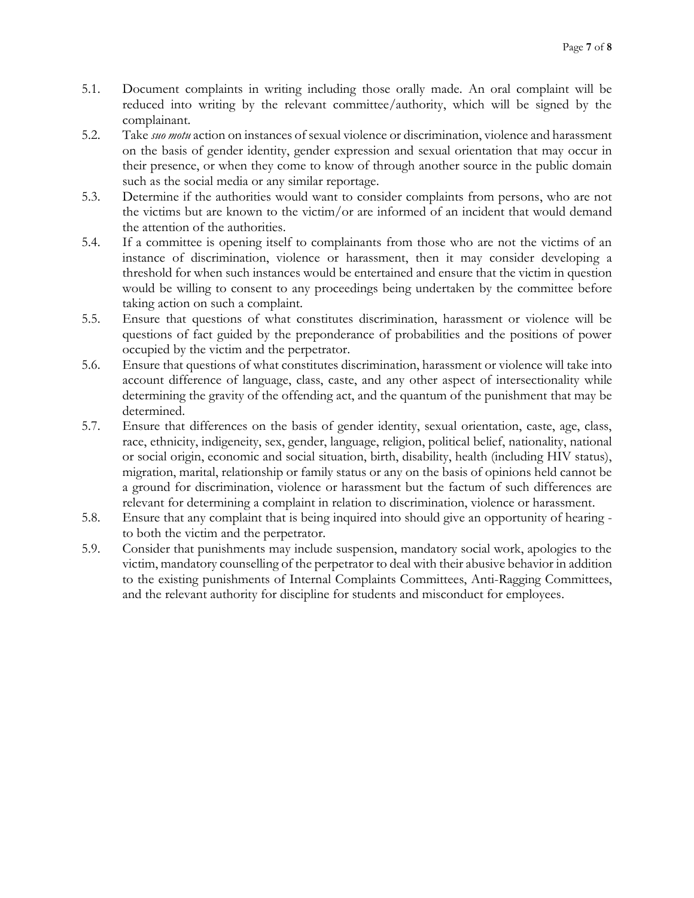5.1. Document complaints in writing including those orally made. An oral complaint will be reduced into writing by the relevant committee/authority, which will be signed by the complainant.

5.2. Take *suo motu* action on instances of sexual violence or discrimination, violence and harassment on the basis of gender identity, gender expression and sexual orientation that may occur in their presence, or when they come to know of through another source in the public domain such as the social media or any similar reportage.

5.3. Determine if the authorities would want to consider complaints from persons, who are not the victims but are known to the victim/or are informed of an incident that would demand the attention of the authorities.

5.4. If a committee is opening itself to complainants from those who are not the victims of an instance of discrimination, violence or harassment, then it may consider developing a threshold for when such instances would be entertained and ensure that the victim in question would be willing to consent to any proceedings being undertaken by the committee before taking action on such a complaint.

5.5. Ensure that questions of what constitutes discrimination, harassment or violence will be questions of fact guided by the preponderance of probabilities and the positions of power occupied by the victim and the perpetrator.

5.6. Ensure that questions of what constitutes discrimination, harassment or violence will take into account difference of language, class, caste, and any other aspect of intersectionality while determining the gravity of the offending act, and the quantum of the punishment that may be determined.

5.7. Ensure that differences on the basis of gender identity, sexual orientation, caste, age, class, race, ethnicity, indigeneity, sex, gender, language, religion, political belief, nationality, national or social origin, economic and social situation, birth, disability, health (including HIV status), migration, marital, relationship or family status or any on the basis of opinions held cannot be a ground for discrimination, violence or harassment but the factum of such differences are relevant for determining a complaint in relation to discrimination, violence or harassment.

5.8. Ensure that any complaint that is being inquired into should give an opportunity of hearing - to both the victim and the perpetrator.

5.9. Consider that punishments may include suspension, mandatory social work, apologies to the victim, mandatory counselling of the perpetrator to deal with their abusive behavior in addition to the existing punishments of Internal Complaints Committees, Anti-Ragging Committees, and the relevant authority for discipline for students and misconduct for employees.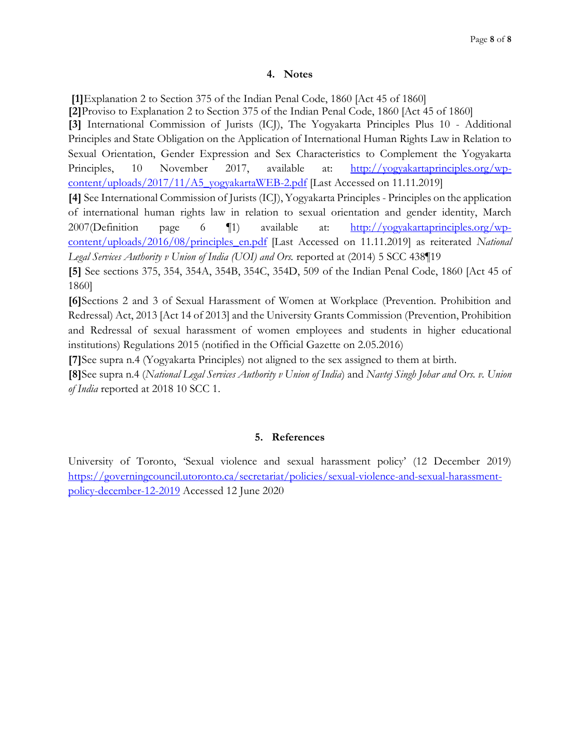## 4. Notes

**[1]**Explanation 2 to Section 375 of the Indian Penal Code, 1860 [Act 45 of 1860]

**[2]**Proviso to Explanation 2 to Section 375 of the Indian Penal Code, 1860 [Act 45 of 1860]

**[3]** International Commission of Jurists (ICJ), The Yogyakarta Principles Plus 10 - Additional Principles and State Obligation on the Application of International Human Rights Law in Relation to Sexual Orientation, Gender Expression and Sex Characteristics to Complement the Yogyakarta Principles, 10 November 2017, available at: http://yogyakartaprinciples.org/wp-content/uploads/2017/11/A5_yogyakartaWEB-2.pdf [Last Accessed on 11.11.2019]

**[4]** See International Commission of Jurists (ICJ), Yogyakarta Principles - Principles on the application of international human rights law in relation to sexual orientation and gender identity, March 2007(Definition page 6 ¶1) available at: http://yogyakartaprinciples.org/wp-content/uploads/2016/08/principles_en.pdf [Last Accessed on 11.11.2019] as reiterated *National Legal Services Authority v Union of India (UOI) and Ors.* reported at (2014) 5 SCC 438¶19

**[5]** See sections 375, 354, 354A, 354B, 354C, 354D, 509 of the Indian Penal Code, 1860 [Act 45 of 1860]

**[6]**Sections 2 and 3 of Sexual Harassment of Women at Workplace (Prevention. Prohibition and Redressal) Act, 2013 [Act 14 of 2013] and the University Grants Commission (Prevention, Prohibition and Redressal of sexual harassment of women employees and students in higher educational institutions) Regulations 2015 (notified in the Official Gazette on 2.05.2016)

**[7]**See supra n.4 (Yogyakarta Principles) not aligned to the sex assigned to them at birth.

**[8]**See supra n.4 (*National Legal Services Authority v Union of India*) and *Navtej Singh Johar and Ors. v. Union of India* reported at 2018 10 SCC 1.

## 5. References

University of Toronto, 'Sexual violence and sexual harassment policy' (12 December 2019) https://governingcouncil.utoronto.ca/secretariat/policies/sexual-violence-and-sexual-harassment-policy-december-12-2019 Accessed 12 June 2020